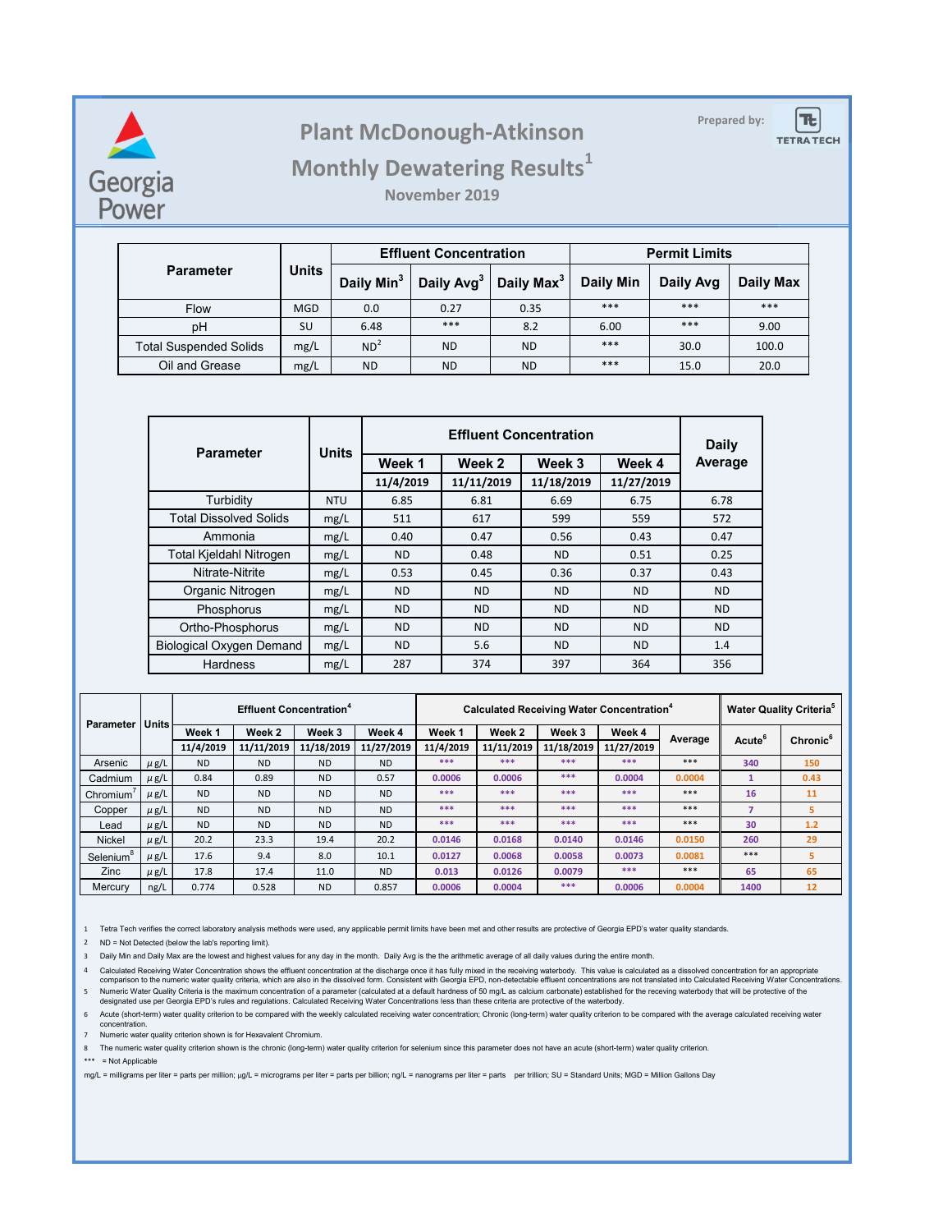Georgia Power

# Plant McDonough-Atkinson

## Monthly Dewatering Results[1]

November 2019

Prepared by: TETRA TECH

| Parameter | Units | Effluent Concentration | | | Permit Limits | | |
|---|---|---|---|---|---|---|---|
| | | Daily Min[3] | Daily Avg[3] | Daily Max[3] | Daily Min | Daily Avg | Daily Max |
| Flow | MGD | 0.0 | 0.27 | 0.35 | *** | *** | *** |
| pH | SU | 6.48 | *** | 8.2 | 6.00 | *** | 9.00 |
| Total Suspended Solids | mg/L | ND[2] | ND | ND | *** | 30.0 | 100.0 |
| Oil and Grease | mg/L | ND | ND | ND | *** | 15.0 | 20.0 |

| Parameter | Units | Effluent Concentration | | | | Daily Average |
|---|---|---|---|---|---|---|
| | | Week 1 | Week 2 | Week 3 | Week 4 | |
| | | 11/4/2019 | 11/11/2019 | 11/18/2019 | 11/27/2019 | |
| Turbidity | NTU | 6.85 | 6.81 | 6.69 | 6.75 | 6.78 |
| Total Dissolved Solids | mg/L | 511 | 617 | 599 | 559 | 572 |
| Ammonia | mg/L | 0.40 | 0.47 | 0.56 | 0.43 | 0.47 |
| Total Kjeldahl Nitrogen | mg/L | ND | 0.48 | ND | 0.51 | 0.25 |
| Nitrate-Nitrite | mg/L | 0.53 | 0.45 | 0.36 | 0.37 | 0.43 |
| Organic Nitrogen | mg/L | ND | ND | ND | ND | ND |
| Phosphorus | mg/L | ND | ND | ND | ND | ND |
| Ortho-Phosphorus | mg/L | ND | ND | ND | ND | ND |
| Biological Oxygen Demand | mg/L | ND | 5.6 | ND | ND | 1.4 |
| Hardness | mg/L | 287 | 374 | 397 | 364 | 356 |

| Parameter | Units | Effluent Concentration[4] | | | | Calculated Receiving Water Concentration[4] | | | | | Water Quality Criteria[5] | |
|---|---|---|---|---|---|---|---|---|---|---|---|---|
| | | Week 1 | Week 2 | Week 3 | Week 4 | Week 1 | Week 2 | Week 3 | Week 4 | Average | Acute[6] | Chronic[6] |
| | | 11/4/2019 | 11/11/2019 | 11/18/2019 | 11/27/2019 | 11/4/2019 | 11/11/2019 | 11/18/2019 | 11/27/2019 | | | |
| Arsenic | μg/L | ND | ND | ND | ND | *** | *** | *** | *** | *** | 340 | 150 |
| Cadmium | μg/L | 0.84 | 0.89 | ND | 0.57 | 0.0006 | 0.0006 | *** | 0.0004 | 0.0004 | 1 | 0.43 |
| Chromium[7] | μg/L | ND | ND | ND | ND | *** | *** | *** | *** | *** | 16 | 11 |
| Copper | μg/L | ND | ND | ND | ND | *** | *** | *** | *** | *** | 7 | 5 |
| Lead | μg/L | ND | ND | ND | ND | *** | *** | *** | *** | *** | 30 | 1.2 |
| Nickel | μg/L | 20.2 | 23.3 | 19.4 | 20.2 | 0.0146 | 0.0168 | 0.0140 | 0.0146 | 0.0150 | 260 | 29 |
| Selenium[8] | μg/L | 17.6 | 9.4 | 8.0 | 10.1 | 0.0127 | 0.0068 | 0.0058 | 0.0073 | 0.0081 | *** | 5 |
| Zinc | μg/L | 17.8 | 17.4 | 11.0 | ND | 0.013 | 0.0126 | 0.0079 | *** | *** | 65 | 65 |
| Mercury | ng/L | 0.774 | 0.528 | ND | 0.857 | 0.0006 | 0.0004 | *** | 0.0006 | 0.0004 | 1400 | 12 |

1 Tetra Tech verifies the correct laboratory analysis methods were used, any applicable permit limits have been met and other results are protective of Georgia EPD's water quality standards.

2 ND = Not Detected (below the lab's reporting limit).

3 Daily Min and Daily Max are the lowest and highest values for any day in the month. Daily Avg is the the arithmetic average of all daily values during the entire month.

4 Calculated Receiving Water Concentration shows the effluent concentration at the discharge once it has fully mixed in the receiving waterbody. This value is calculated as a dissolved concentration for an appropriate comparison to the numeric water quality criteria, which are also in the dissolved form. Consistent with Georgia EPD, non-detectable effluent concentrations are not translated into Calculated Receiving Water Concentrations.

5 Numeric Water Quality Criteria is the maximum concentration of a parameter (calculated at a default hardness of 50 mg/L as calcium carbonate) established for the receving waterbody that will be protective of the designated use per Georgia EPD's rules and regulations. Calculated Receiving Water Concentrations less than these criteria are protective of the waterbody.

6 Acute (short-term) water quality criterion to be compared with the weekly calculated receiving water concentration; Chronic (long-term) water quality criterion to be compared with the average calculated receiving water concentration.

7 Numeric water quality criterion shown is for Hexavalent Chromium.

8 The numeric water quality criterion shown is the chronic (long-term) water quality criterion for selenium since this parameter does not have an acute (short-term) water quality criterion.

*** = Not Applicable

mg/L = milligrams per liter = parts per million; μg/L = micrograms per liter = parts per billion; ng/L = nanograms per liter = parts per trillion; SU = Standard Units; MGD = Million Gallons Day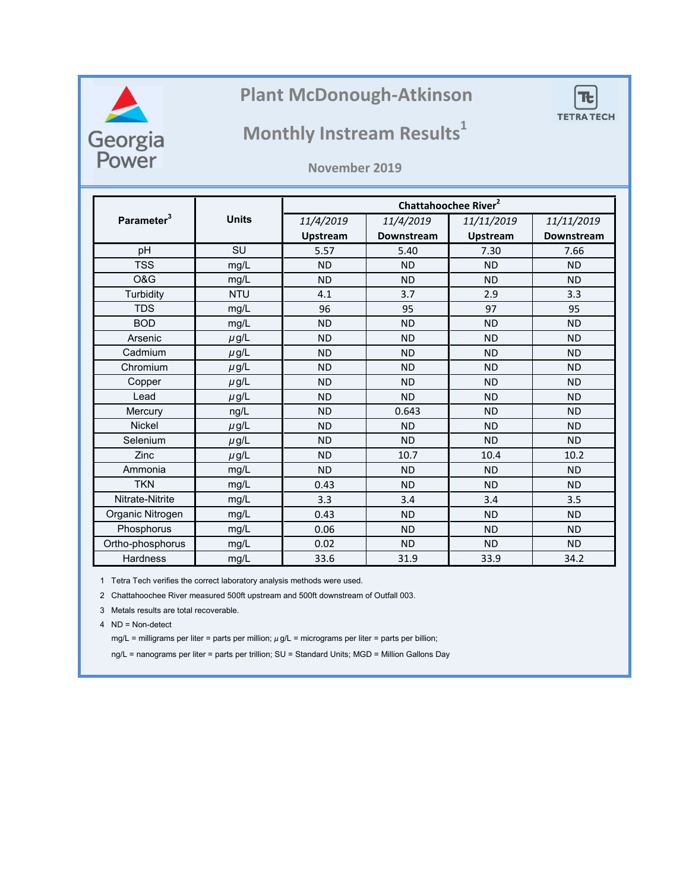Georgia Power

# Plant McDonough-Atkinson

## Monthly Instream Results[1]

November 2019

TETRA TECH

| Parameter[3] | Units | Chattahoochee River[2] | | | |
|---|---|---|---|---|---|
| | | *11/4/2019* Upstream | *11/4/2019* Downstream | *11/11/2019* Upstream | *11/11/2019* Downstream |
| pH | SU | 5.57 | 5.40 | 7.30 | 7.66 |
| TSS | mg/L | ND | ND | ND | ND |
| O&G | mg/L | ND | ND | ND | ND |
| Turbidity | NTU | 4.1 | 3.7 | 2.9 | 3.3 |
| TDS | mg/L | 96 | 95 | 97 | 95 |
| BOD | mg/L | ND | ND | ND | ND |
| Arsenic | µg/L | ND | ND | ND | ND |
| Cadmium | µg/L | ND | ND | ND | ND |
| Chromium | µg/L | ND | ND | ND | ND |
| Copper | µg/L | ND | ND | ND | ND |
| Lead | µg/L | ND | ND | ND | ND |
| Mercury | ng/L | ND | 0.643 | ND | ND |
| Nickel | µg/L | ND | ND | ND | ND |
| Selenium | µg/L | ND | ND | ND | ND |
| Zinc | µg/L | ND | 10.7 | 10.4 | 10.2 |
| Ammonia | mg/L | ND | ND | ND | ND |
| TKN | mg/L | 0.43 | ND | ND | ND |
| Nitrate-Nitrite | mg/L | 3.3 | 3.4 | 3.4 | 3.5 |
| Organic Nitrogen | mg/L | 0.43 | ND | ND | ND |
| Phosphorus | mg/L | 0.06 | ND | ND | ND |
| Ortho-phosphorus | mg/L | 0.02 | ND | ND | ND |
| Hardness | mg/L | 33.6 | 31.9 | 33.9 | 34.2 |

1 Tetra Tech verifies the correct laboratory analysis methods were used.

2 Chattahoochee River measured 500ft upstream and 500ft downstream of Outfall 003.

3 Metals results are total recoverable.

4 ND = Non-detect

mg/L = milligrams per liter = parts per million; µg/L = micrograms per liter = parts per billion;

ng/L = nanograms per liter = parts per trillion; SU = Standard Units; MGD = Million Gallons Day